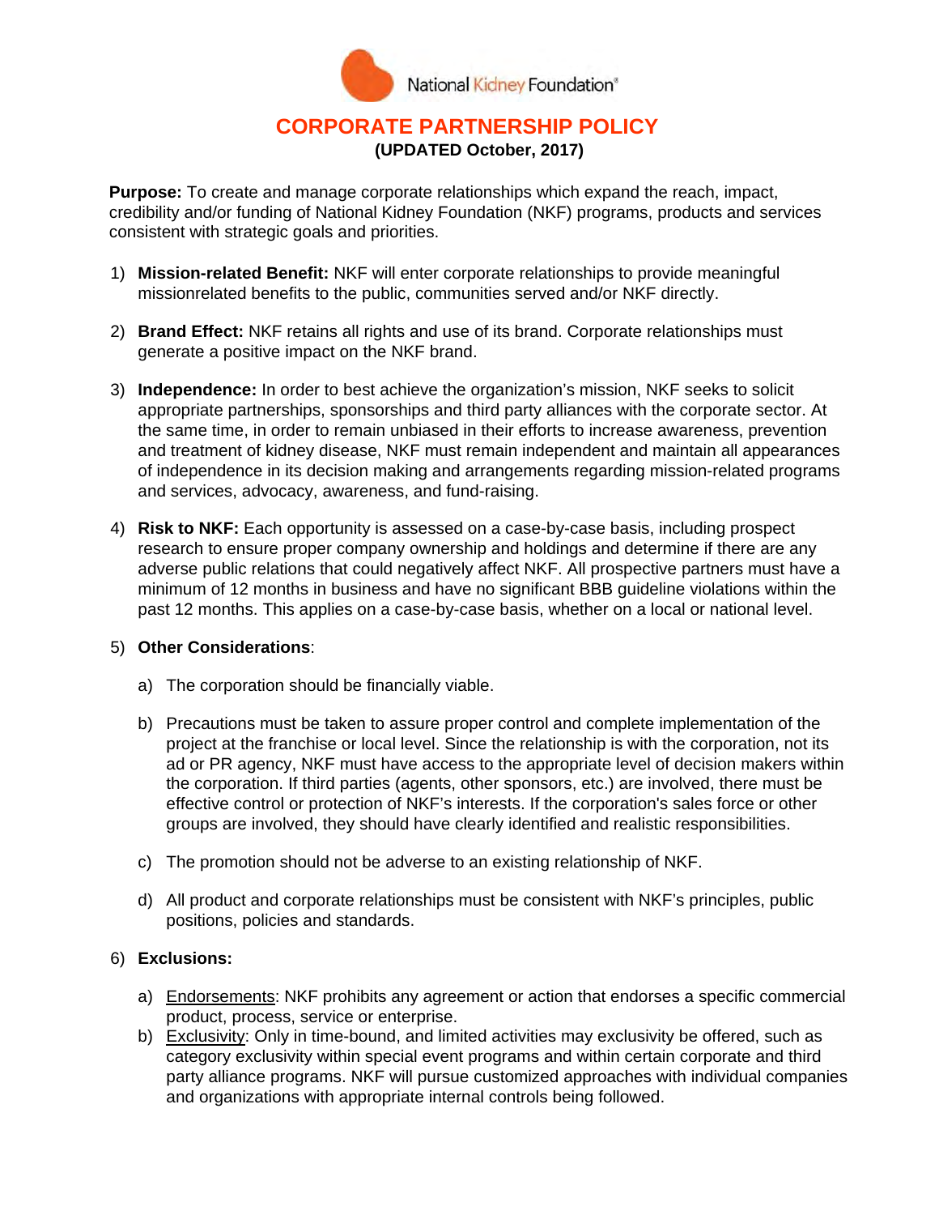National Kidney Foundation®

# CORPORATE PARTNERSHIP POLICY

**(UPDATED October, 2017)**

**Purpose:** To create and manage corporate relationships which expand the reach, impact, credibility and/or funding of National Kidney Foundation (NKF) programs, products and services consistent with strategic goals and priorities.

1) **Mission-related Benefit:** NKF will enter corporate relationships to provide meaningful missionrelated benefits to the public, communities served and/or NKF directly.

2) **Brand Effect:** NKF retains all rights and use of its brand. Corporate relationships must generate a positive impact on the NKF brand.

3) **Independence:** In order to best achieve the organization's mission, NKF seeks to solicit appropriate partnerships, sponsorships and third party alliances with the corporate sector. At the same time, in order to remain unbiased in their efforts to increase awareness, prevention and treatment of kidney disease, NKF must remain independent and maintain all appearances of independence in its decision making and arrangements regarding mission-related programs and services, advocacy, awareness, and fund-raising.

4) **Risk to NKF:** Each opportunity is assessed on a case-by-case basis, including prospect research to ensure proper company ownership and holdings and determine if there are any adverse public relations that could negatively affect NKF. All prospective partners must have a minimum of 12 months in business and have no significant BBB guideline violations within the past 12 months. This applies on a case-by-case basis, whether on a local or national level.

5) **Other Considerations**:

   a) The corporation should be financially viable.

   b) Precautions must be taken to assure proper control and complete implementation of the project at the franchise or local level. Since the relationship is with the corporation, not its ad or PR agency, NKF must have access to the appropriate level of decision makers within the corporation. If third parties (agents, other sponsors, etc.) are involved, there must be effective control or protection of NKF's interests. If the corporation's sales force or other groups are involved, they should have clearly identified and realistic responsibilities.

   c) The promotion should not be adverse to an existing relationship of NKF.

   d) All product and corporate relationships must be consistent with NKF's principles, public positions, policies and standards.

6) **Exclusions:**

   a) Endorsements: NKF prohibits any agreement or action that endorses a specific commercial product, process, service or enterprise.
   b) Exclusivity: Only in time-bound, and limited activities may exclusivity be offered, such as category exclusivity within special event programs and within certain corporate and third party alliance programs. NKF will pursue customized approaches with individual companies and organizations with appropriate internal controls being followed.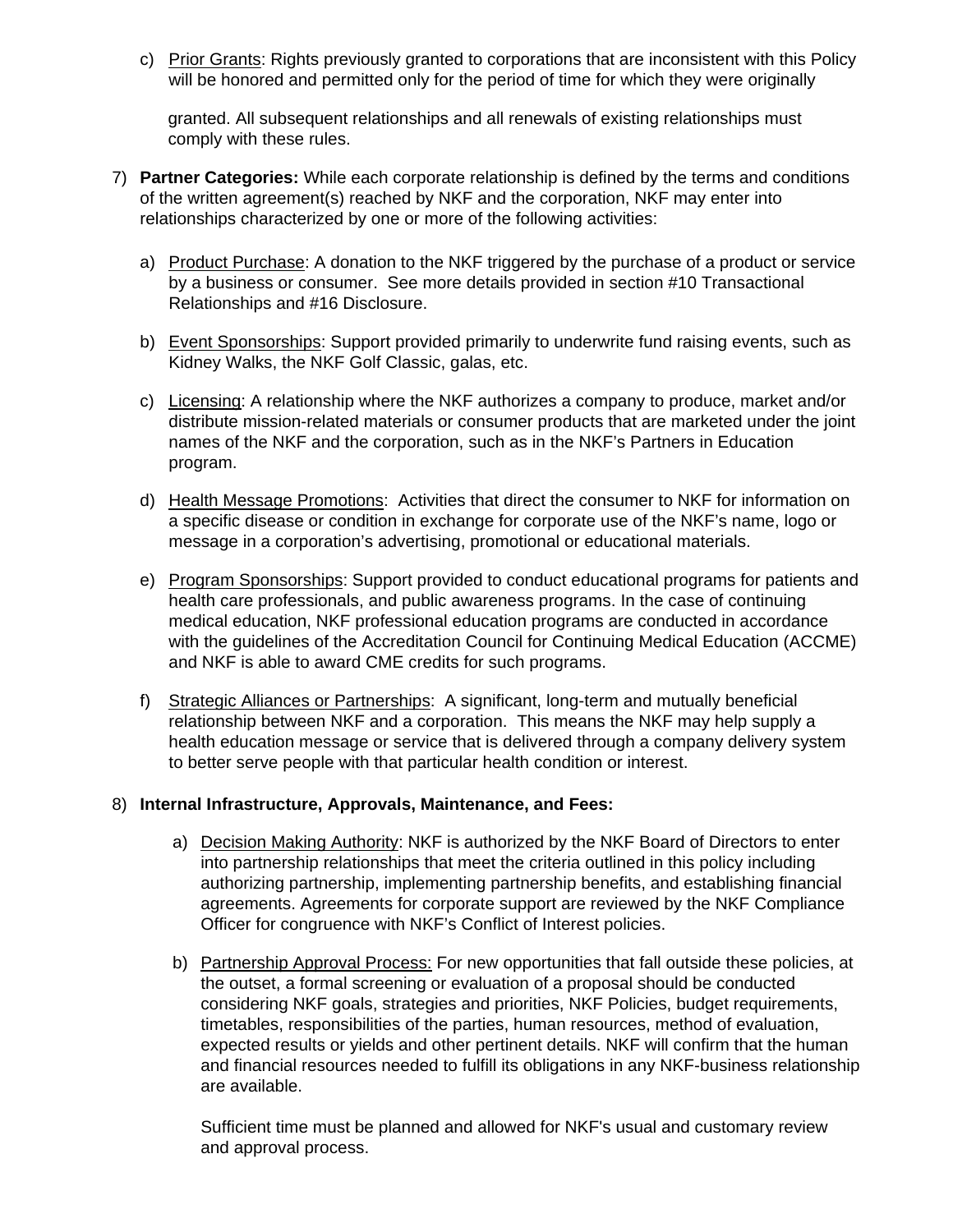c) Prior Grants: Rights previously granted to corporations that are inconsistent with this Policy will be honored and permitted only for the period of time for which they were originally granted. All subsequent relationships and all renewals of existing relationships must comply with these rules.

7) **Partner Categories:** While each corporate relationship is defined by the terms and conditions of the written agreement(s) reached by NKF and the corporation, NKF may enter into relationships characterized by one or more of the following activities:

   a) Product Purchase: A donation to the NKF triggered by the purchase of a product or service by a business or consumer. See more details provided in section #10 Transactional Relationships and #16 Disclosure.

   b) Event Sponsorships: Support provided primarily to underwrite fund raising events, such as Kidney Walks, the NKF Golf Classic, galas, etc.

   c) Licensing: A relationship where the NKF authorizes a company to produce, market and/or distribute mission-related materials or consumer products that are marketed under the joint names of the NKF and the corporation, such as in the NKF's Partners in Education program.

   d) Health Message Promotions: Activities that direct the consumer to NKF for information on a specific disease or condition in exchange for corporate use of the NKF's name, logo or message in a corporation's advertising, promotional or educational materials.

   e) Program Sponsorships: Support provided to conduct educational programs for patients and health care professionals, and public awareness programs. In the case of continuing medical education, NKF professional education programs are conducted in accordance with the guidelines of the Accreditation Council for Continuing Medical Education (ACCME) and NKF is able to award CME credits for such programs.

   f) Strategic Alliances or Partnerships: A significant, long-term and mutually beneficial relationship between NKF and a corporation. This means the NKF may help supply a health education message or service that is delivered through a company delivery system to better serve people with that particular health condition or interest.

8) **Internal Infrastructure, Approvals, Maintenance, and Fees:**

   a) Decision Making Authority: NKF is authorized by the NKF Board of Directors to enter into partnership relationships that meet the criteria outlined in this policy including authorizing partnership, implementing partnership benefits, and establishing financial agreements. Agreements for corporate support are reviewed by the NKF Compliance Officer for congruence with NKF's Conflict of Interest policies.

   b) Partnership Approval Process: For new opportunities that fall outside these policies, at the outset, a formal screening or evaluation of a proposal should be conducted considering NKF goals, strategies and priorities, NKF Policies, budget requirements, timetables, responsibilities of the parties, human resources, method of evaluation, expected results or yields and other pertinent details. NKF will confirm that the human and financial resources needed to fulfill its obligations in any NKF-business relationship are available.

      Sufficient time must be planned and allowed for NKF's usual and customary review and approval process.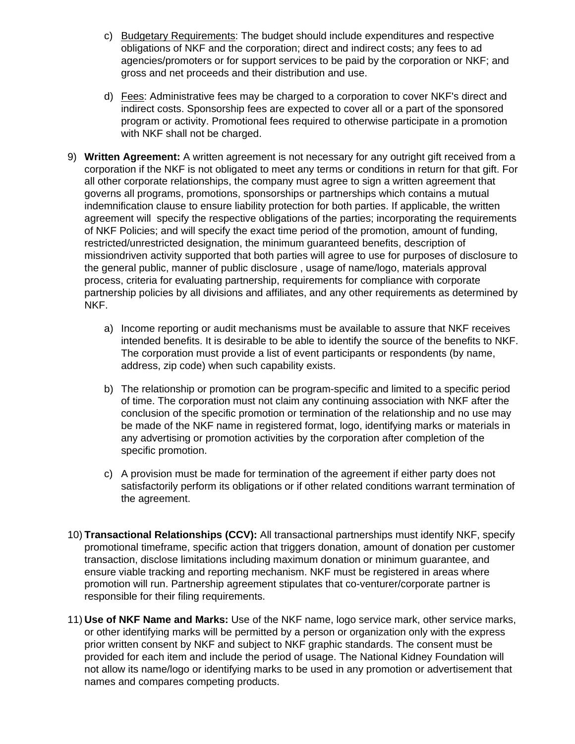c) <u>Budgetary Requirements</u>: The budget should include expenditures and respective obligations of NKF and the corporation; direct and indirect costs; any fees to ad agencies/promoters or for support services to be paid by the corporation or NKF; and gross and net proceeds and their distribution and use.

d) <u>Fees</u>: Administrative fees may be charged to a corporation to cover NKF's direct and indirect costs. Sponsorship fees are expected to cover all or a part of the sponsored program or activity. Promotional fees required to otherwise participate in a promotion with NKF shall not be charged.

9) **Written Agreement:** A written agreement is not necessary for any outright gift received from a corporation if the NKF is not obligated to meet any terms or conditions in return for that gift. For all other corporate relationships, the company must agree to sign a written agreement that governs all programs, promotions, sponsorships or partnerships which contains a mutual indemnification clause to ensure liability protection for both parties. If applicable, the written agreement will specify the respective obligations of the parties; incorporating the requirements of NKF Policies; and will specify the exact time period of the promotion, amount of funding, restricted/unrestricted designation, the minimum guaranteed benefits, description of missiondriven activity supported that both parties will agree to use for purposes of disclosure to the general public, manner of public disclosure , usage of name/logo, materials approval process, criteria for evaluating partnership, requirements for compliance with corporate partnership policies by all divisions and affiliates, and any other requirements as determined by NKF.

   a) Income reporting or audit mechanisms must be available to assure that NKF receives intended benefits. It is desirable to be able to identify the source of the benefits to NKF. The corporation must provide a list of event participants or respondents (by name, address, zip code) when such capability exists.

   b) The relationship or promotion can be program-specific and limited to a specific period of time. The corporation must not claim any continuing association with NKF after the conclusion of the specific promotion or termination of the relationship and no use may be made of the NKF name in registered format, logo, identifying marks or materials in any advertising or promotion activities by the corporation after completion of the specific promotion.

   c) A provision must be made for termination of the agreement if either party does not satisfactorily perform its obligations or if other related conditions warrant termination of the agreement.

10) **Transactional Relationships (CCV):** All transactional partnerships must identify NKF, specify promotional timeframe, specific action that triggers donation, amount of donation per customer transaction, disclose limitations including maximum donation or minimum guarantee, and ensure viable tracking and reporting mechanism. NKF must be registered in areas where promotion will run. Partnership agreement stipulates that co-venturer/corporate partner is responsible for their filing requirements.

11) **Use of NKF Name and Marks:** Use of the NKF name, logo service mark, other service marks, or other identifying marks will be permitted by a person or organization only with the express prior written consent by NKF and subject to NKF graphic standards. The consent must be provided for each item and include the period of usage. The National Kidney Foundation will not allow its name/logo or identifying marks to be used in any promotion or advertisement that names and compares competing products.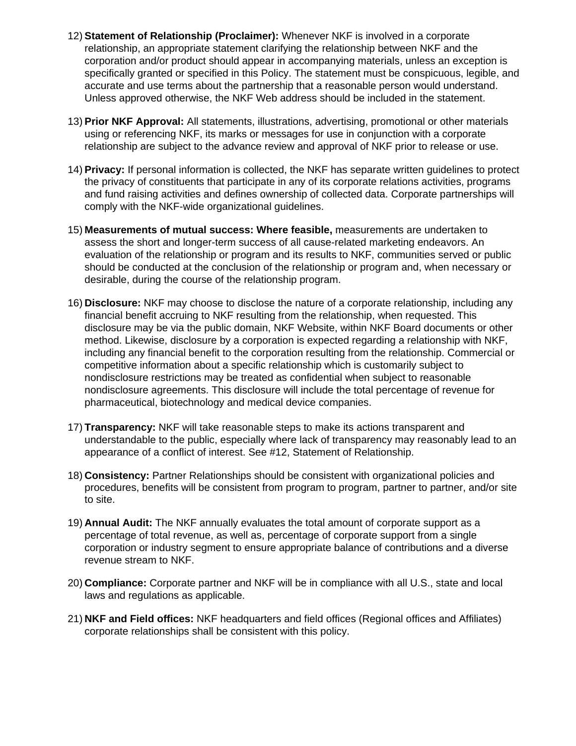12) **Statement of Relationship (Proclaimer):** Whenever NKF is involved in a corporate relationship, an appropriate statement clarifying the relationship between NKF and the corporation and/or product should appear in accompanying materials, unless an exception is specifically granted or specified in this Policy. The statement must be conspicuous, legible, and accurate and use terms about the partnership that a reasonable person would understand. Unless approved otherwise, the NKF Web address should be included in the statement.

13) **Prior NKF Approval:** All statements, illustrations, advertising, promotional or other materials using or referencing NKF, its marks or messages for use in conjunction with a corporate relationship are subject to the advance review and approval of NKF prior to release or use.

14) **Privacy:** If personal information is collected, the NKF has separate written guidelines to protect the privacy of constituents that participate in any of its corporate relations activities, programs and fund raising activities and defines ownership of collected data. Corporate partnerships will comply with the NKF-wide organizational guidelines.

15) **Measurements of mutual success: Where feasible,** measurements are undertaken to assess the short and longer-term success of all cause-related marketing endeavors. An evaluation of the relationship or program and its results to NKF, communities served or public should be conducted at the conclusion of the relationship or program and, when necessary or desirable, during the course of the relationship program.

16) **Disclosure:** NKF may choose to disclose the nature of a corporate relationship, including any financial benefit accruing to NKF resulting from the relationship, when requested. This disclosure may be via the public domain, NKF Website, within NKF Board documents or other method. Likewise, disclosure by a corporation is expected regarding a relationship with NKF, including any financial benefit to the corporation resulting from the relationship. Commercial or competitive information about a specific relationship which is customarily subject to nondisclosure restrictions may be treated as confidential when subject to reasonable nondisclosure agreements. This disclosure will include the total percentage of revenue for pharmaceutical, biotechnology and medical device companies.

17) **Transparency:** NKF will take reasonable steps to make its actions transparent and understandable to the public, especially where lack of transparency may reasonably lead to an appearance of a conflict of interest. See #12, Statement of Relationship.

18) **Consistency:** Partner Relationships should be consistent with organizational policies and procedures, benefits will be consistent from program to program, partner to partner, and/or site to site.

19) **Annual Audit:** The NKF annually evaluates the total amount of corporate support as a percentage of total revenue, as well as, percentage of corporate support from a single corporation or industry segment to ensure appropriate balance of contributions and a diverse revenue stream to NKF.

20) **Compliance:** Corporate partner and NKF will be in compliance with all U.S., state and local laws and regulations as applicable.

21) **NKF and Field offices:** NKF headquarters and field offices (Regional offices and Affiliates) corporate relationships shall be consistent with this policy.